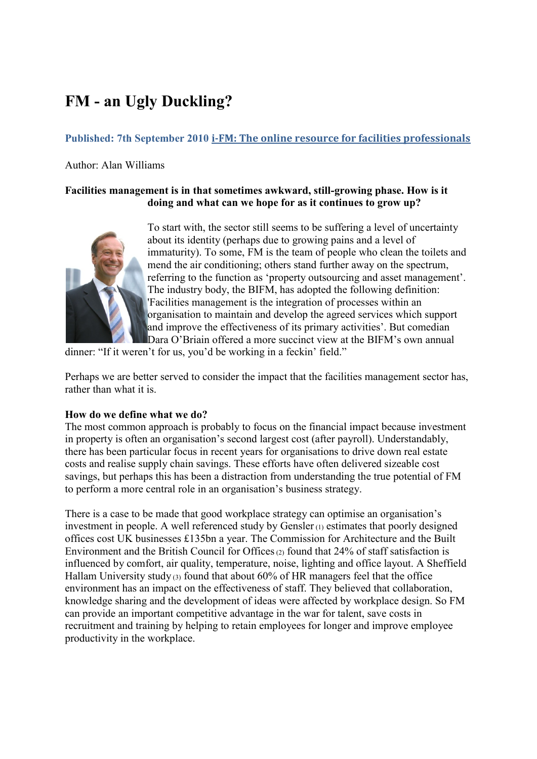# FM - an Ugly Duckling?

**Published: 7th September 2010 i-FM: The online resource for facilities professionals**

Author: Alan Williams

**Facilities management is in that sometimes awkward, still-growing phase. How is it doing and what can we hope for as it continues to grow up?**

To start with, the sector still seems to be suffering a level of uncertainty about its identity (perhaps due to growing pains and a level of immaturity). To some, FM is the team of people who clean the toilets and mend the air conditioning; others stand further away on the spectrum, referring to the function as 'property outsourcing and asset management'. The industry body, the BIFM, has adopted the following definition: 'Facilities management is the integration of processes within an organisation to maintain and develop the agreed services which support and improve the effectiveness of its primary activities'. But comedian Dara O'Briain offered a more succinct view at the BIFM's own annual dinner: "If it weren't for us, you'd be working in a feckin' field."

Perhaps we are better served to consider the impact that the facilities management sector has, rather than what it is.

**How do we define what we do?**

The most common approach is probably to focus on the financial impact because investment in property is often an organisation's second largest cost (after payroll). Understandably, there has been particular focus in recent years for organisations to drive down real estate costs and realise supply chain savings. These efforts have often delivered sizeable cost savings, but perhaps this has been a distraction from understanding the true potential of FM to perform a more central role in an organisation's business strategy.

There is a case to be made that good workplace strategy can optimise an organisation's investment in people. A well referenced study by Gensler (1) estimates that poorly designed offices cost UK businesses £135bn a year. The Commission for Architecture and the Built Environment and the British Council for Offices (2) found that 24% of staff satisfaction is influenced by comfort, air quality, temperature, noise, lighting and office layout. A Sheffield Hallam University study (3) found that about 60% of HR managers feel that the office environment has an impact on the effectiveness of staff. They believed that collaboration, knowledge sharing and the development of ideas were affected by workplace design. So FM can provide an important competitive advantage in the war for talent, save costs in recruitment and training by helping to retain employees for longer and improve employee productivity in the workplace.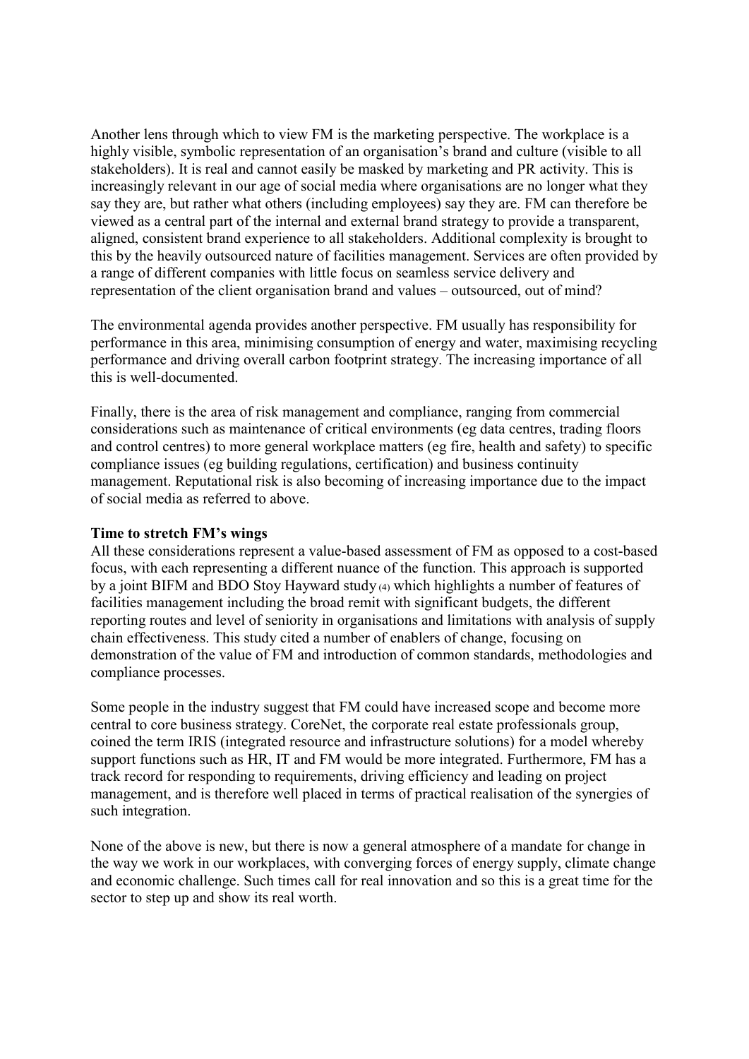Another lens through which to view FM is the marketing perspective. The workplace is a highly visible, symbolic representation of an organisation's brand and culture (visible to all stakeholders). It is real and cannot easily be masked by marketing and PR activity. This is increasingly relevant in our age of social media where organisations are no longer what they say they are, but rather what others (including employees) say they are. FM can therefore be viewed as a central part of the internal and external brand strategy to provide a transparent, aligned, consistent brand experience to all stakeholders. Additional complexity is brought to this by the heavily outsourced nature of facilities management. Services are often provided by a range of different companies with little focus on seamless service delivery and representation of the client organisation brand and values – outsourced, out of mind?

The environmental agenda provides another perspective. FM usually has responsibility for performance in this area, minimising consumption of energy and water, maximising recycling performance and driving overall carbon footprint strategy. The increasing importance of all this is well-documented.

Finally, there is the area of risk management and compliance, ranging from commercial considerations such as maintenance of critical environments (eg data centres, trading floors and control centres) to more general workplace matters (eg fire, health and safety) to specific compliance issues (eg building regulations, certification) and business continuity management. Reputational risk is also becoming of increasing importance due to the impact of social media as referred to above.

**Time to stretch FM's wings**
All these considerations represent a value-based assessment of FM as opposed to a cost-based focus, with each representing a different nuance of the function. This approach is supported by a joint BIFM and BDO Stoy Hayward study (4) which highlights a number of features of facilities management including the broad remit with significant budgets, the different reporting routes and level of seniority in organisations and limitations with analysis of supply chain effectiveness. This study cited a number of enablers of change, focusing on demonstration of the value of FM and introduction of common standards, methodologies and compliance processes.

Some people in the industry suggest that FM could have increased scope and become more central to core business strategy. CoreNet, the corporate real estate professionals group, coined the term IRIS (integrated resource and infrastructure solutions) for a model whereby support functions such as HR, IT and FM would be more integrated. Furthermore, FM has a track record for responding to requirements, driving efficiency and leading on project management, and is therefore well placed in terms of practical realisation of the synergies of such integration.

None of the above is new, but there is now a general atmosphere of a mandate for change in the way we work in our workplaces, with converging forces of energy supply, climate change and economic challenge. Such times call for real innovation and so this is a great time for the sector to step up and show its real worth.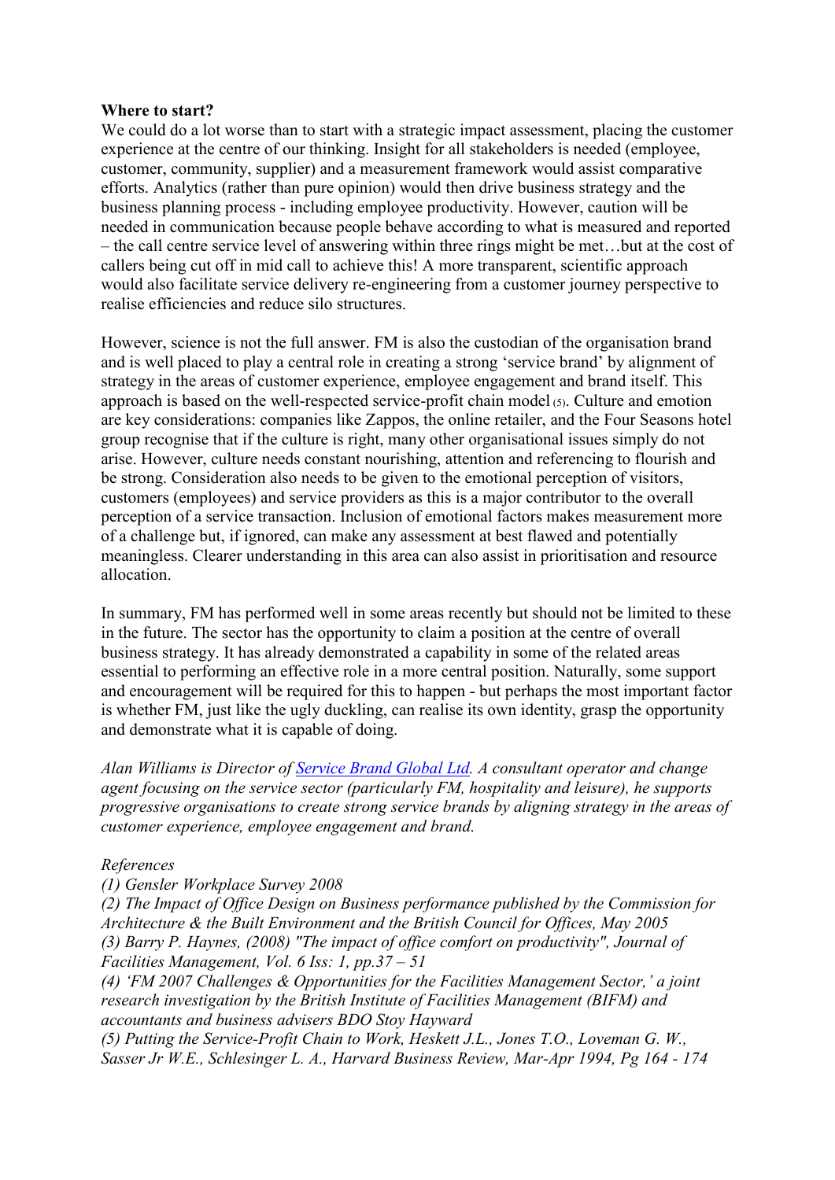**Where to start?**

We could do a lot worse than to start with a strategic impact assessment, placing the customer experience at the centre of our thinking. Insight for all stakeholders is needed (employee, customer, community, supplier) and a measurement framework would assist comparative efforts. Analytics (rather than pure opinion) would then drive business strategy and the business planning process - including employee productivity. However, caution will be needed in communication because people behave according to what is measured and reported – the call centre service level of answering within three rings might be met…but at the cost of callers being cut off in mid call to achieve this! A more transparent, scientific approach would also facilitate service delivery re-engineering from a customer journey perspective to realise efficiencies and reduce silo structures.

However, science is not the full answer. FM is also the custodian of the organisation brand and is well placed to play a central role in creating a strong 'service brand' by alignment of strategy in the areas of customer experience, employee engagement and brand itself. This approach is based on the well-respected service-profit chain model (5). Culture and emotion are key considerations: companies like Zappos, the online retailer, and the Four Seasons hotel group recognise that if the culture is right, many other organisational issues simply do not arise. However, culture needs constant nourishing, attention and referencing to flourish and be strong. Consideration also needs to be given to the emotional perception of visitors, customers (employees) and service providers as this is a major contributor to the overall perception of a service transaction. Inclusion of emotional factors makes measurement more of a challenge but, if ignored, can make any assessment at best flawed and potentially meaningless. Clearer understanding in this area can also assist in prioritisation and resource allocation.

In summary, FM has performed well in some areas recently but should not be limited to these in the future. The sector has the opportunity to claim a position at the centre of overall business strategy. It has already demonstrated a capability in some of the related areas essential to performing an effective role in a more central position. Naturally, some support and encouragement will be required for this to happen - but perhaps the most important factor is whether FM, just like the ugly duckling, can realise its own identity, grasp the opportunity and demonstrate what it is capable of doing.

*Alan Williams is Director of Service Brand Global Ltd. A consultant operator and change agent focusing on the service sector (particularly FM, hospitality and leisure), he supports progressive organisations to create strong service brands by aligning strategy in the areas of customer experience, employee engagement and brand.*

*References*

*(1) Gensler Workplace Survey 2008*

*(2) The Impact of Office Design on Business performance published by the Commission for Architecture & the Built Environment and the British Council for Offices, May 2005*

*(3) Barry P. Haynes, (2008) "The impact of office comfort on productivity", Journal of Facilities Management, Vol. 6 Iss: 1, pp.37 – 51*

*(4) 'FM 2007 Challenges & Opportunities for the Facilities Management Sector,' a joint research investigation by the British Institute of Facilities Management (BIFM) and accountants and business advisers BDO Stoy Hayward*

*(5) Putting the Service-Profit Chain to Work, Heskett J.L., Jones T.O., Loveman G. W., Sasser Jr W.E., Schlesinger L. A., Harvard Business Review, Mar-Apr 1994, Pg 164 - 174*